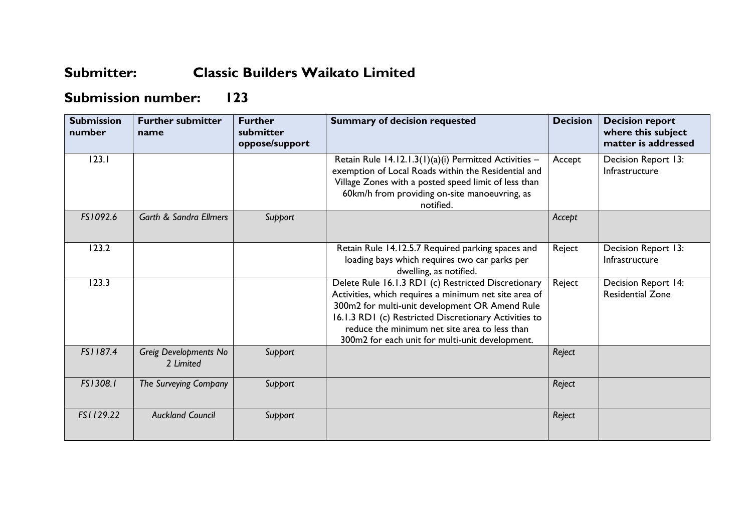# Submitter: Classic Builders Waikato Limited

## Submission number: 123

| Submission number | Further submitter name | Further submitter oppose/support | Summary of decision requested | Decision | Decision report where this subject matter is addressed |
|---|---|---|---|---|---|
| 123.1 | | | Retain Rule 14.12.1.3(1)(a)(i) Permitted Activities – exemption of Local Roads within the Residential and Village Zones with a posted speed limit of less than 60km/h from providing on-site manoeuvring, as notified. | Accept | Decision Report 13: Infrastructure |
| *FS1092.6* | *Garth & Sandra Ellmers* | *Support* | | *Accept* | |
| 123.2 | | | Retain Rule 14.12.5.7 Required parking spaces and loading bays which requires two car parks per dwelling, as notified. | Reject | Decision Report 13: Infrastructure |
| 123.3 | | | Delete Rule 16.1.3 RD1 (c) Restricted Discretionary Activities, which requires a minimum net site area of 300m2 for multi-unit development OR Amend Rule 16.1.3 RD1 (c) Restricted Discretionary Activities to reduce the minimum net site area to less than 300m2 for each unit for multi-unit development. | Reject | Decision Report 14: Residential Zone |
| *FS1187.4* | *Greig Developments No 2 Limited* | *Support* | | *Reject* | |
| *FS1308.1* | *The Surveying Company* | *Support* | | *Reject* | |
| *FS1129.22* | *Auckland Council* | *Support* | | *Reject* | |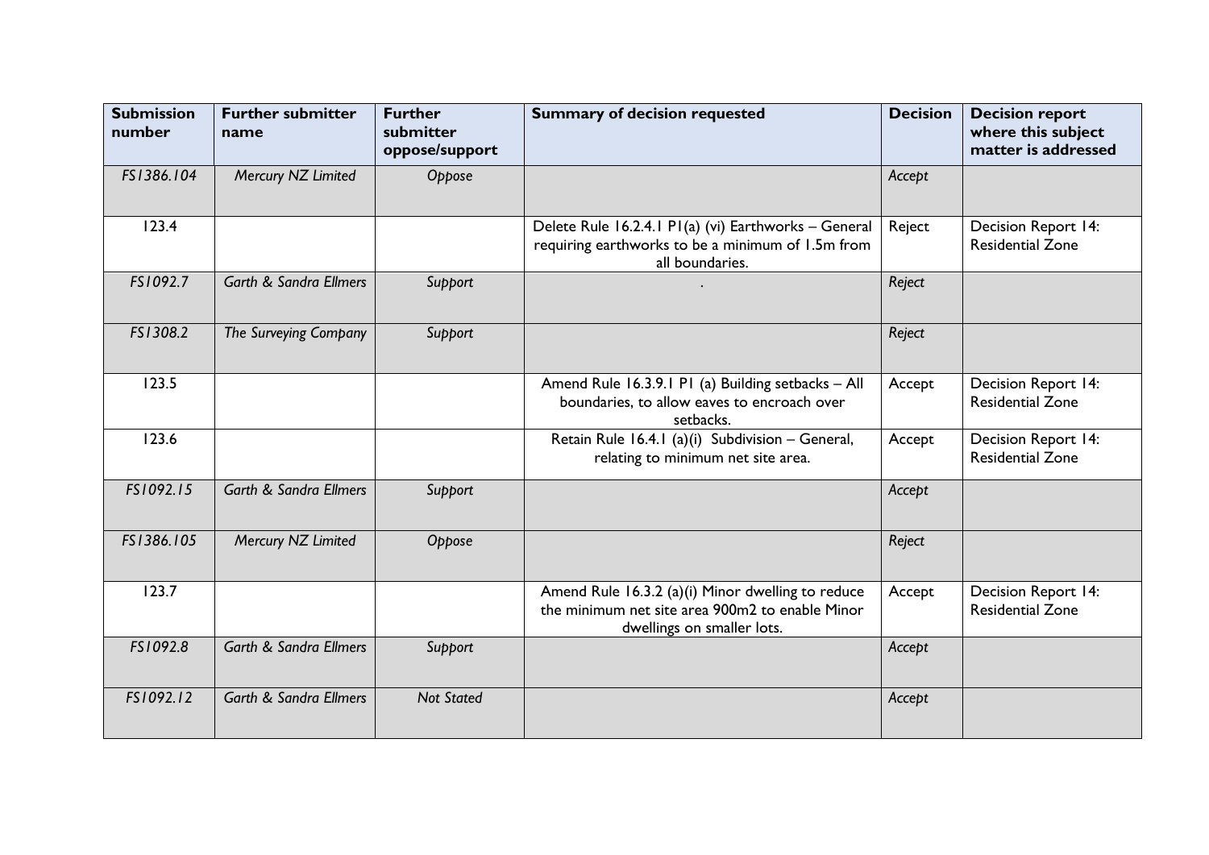| Submission number | Further submitter name | Further submitter oppose/support | Summary of decision requested | Decision | Decision report where this subject matter is addressed |
|---|---|---|---|---|---|
| *FS1386.104* | *Mercury NZ Limited* | *Oppose* | | *Accept* | |
| 123.4 | | | Delete Rule 16.2.4.1 P1(a) (vi) Earthworks – General requiring earthworks to be a minimum of 1.5m from all boundaries. | Reject | Decision Report 14: Residential Zone |
| *FS1092.7* | *Garth & Sandra Ellmers* | *Support* | . | *Reject* | |
| *FS1308.2* | *The Surveying Company* | *Support* | | *Reject* | |
| 123.5 | | | Amend Rule 16.3.9.1 P1 (a) Building setbacks – All boundaries, to allow eaves to encroach over setbacks. | Accept | Decision Report 14: Residential Zone |
| 123.6 | | | Retain Rule 16.4.1 (a)(i) Subdivision – General, relating to minimum net site area. | Accept | Decision Report 14: Residential Zone |
| *FS1092.15* | *Garth & Sandra Ellmers* | *Support* | | *Accept* | |
| *FS1386.105* | *Mercury NZ Limited* | *Oppose* | | *Reject* | |
| 123.7 | | | Amend Rule 16.3.2 (a)(i) Minor dwelling to reduce the minimum net site area 900m2 to enable Minor dwellings on smaller lots. | Accept | Decision Report 14: Residential Zone |
| *FS1092.8* | *Garth & Sandra Ellmers* | *Support* | | *Accept* | |
| *FS1092.12* | *Garth & Sandra Ellmers* | *Not Stated* | | *Accept* | |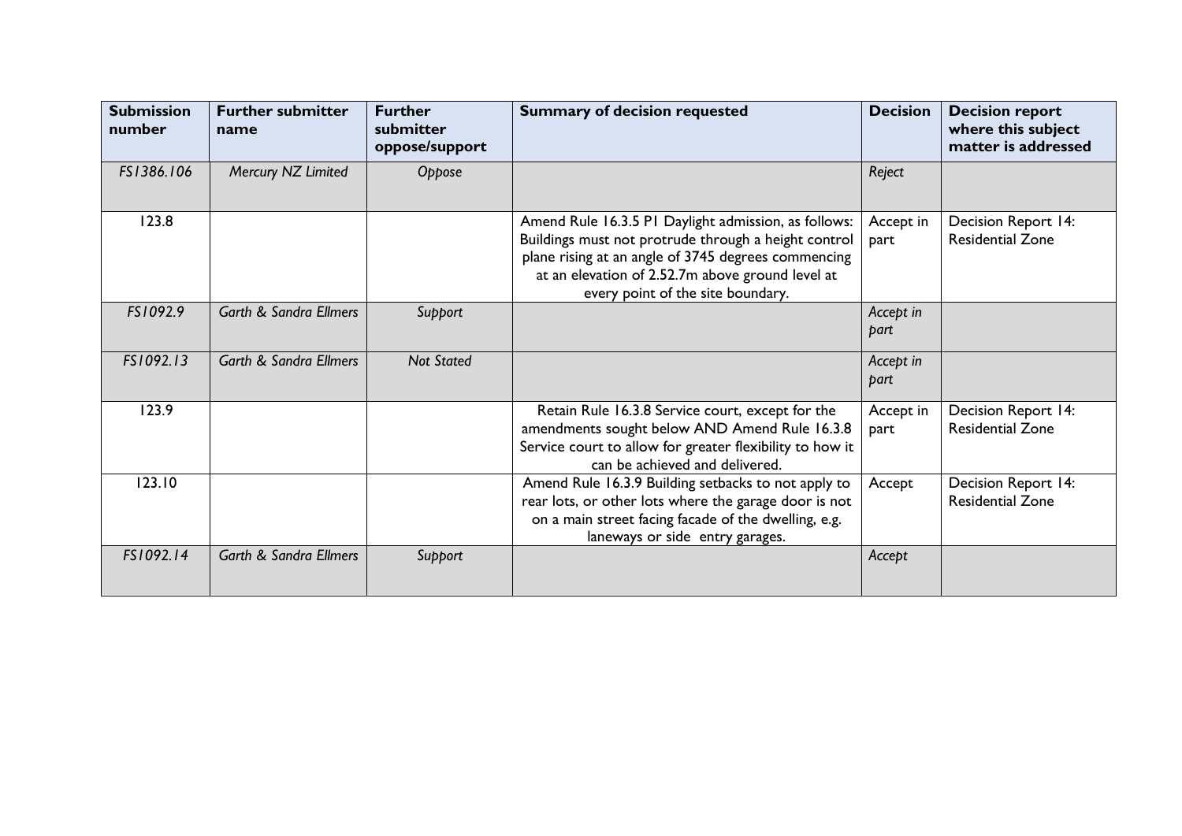| Submission number | Further submitter name | Further submitter oppose/support | Summary of decision requested | Decision | Decision report where this subject matter is addressed |
|---|---|---|---|---|---|
| *FS1386.106* | *Mercury NZ Limited* | *Oppose* | | *Reject* | |
| 123.8 | | | Amend Rule 16.3.5 P1 Daylight admission, as follows: Buildings must not protrude through a height control plane rising at an angle of 3745 degrees commencing at an elevation of 2.52.7m above ground level at every point of the site boundary. | Accept in part | Decision Report 14: Residential Zone |
| *FS1092.9* | *Garth & Sandra Ellmers* | *Support* | | *Accept in part* | |
| *FS1092.13* | *Garth & Sandra Ellmers* | *Not Stated* | | *Accept in part* | |
| 123.9 | | | Retain Rule 16.3.8 Service court, except for the amendments sought below AND Amend Rule 16.3.8 Service court to allow for greater flexibility to how it can be achieved and delivered. | Accept in part | Decision Report 14: Residential Zone |
| 123.10 | | | Amend Rule 16.3.9 Building setbacks to not apply to rear lots, or other lots where the garage door is not on a main street facing facade of the dwelling, e.g. laneways or side entry garages. | Accept | Decision Report 14: Residential Zone |
| *FS1092.14* | *Garth & Sandra Ellmers* | *Support* | | *Accept* | |